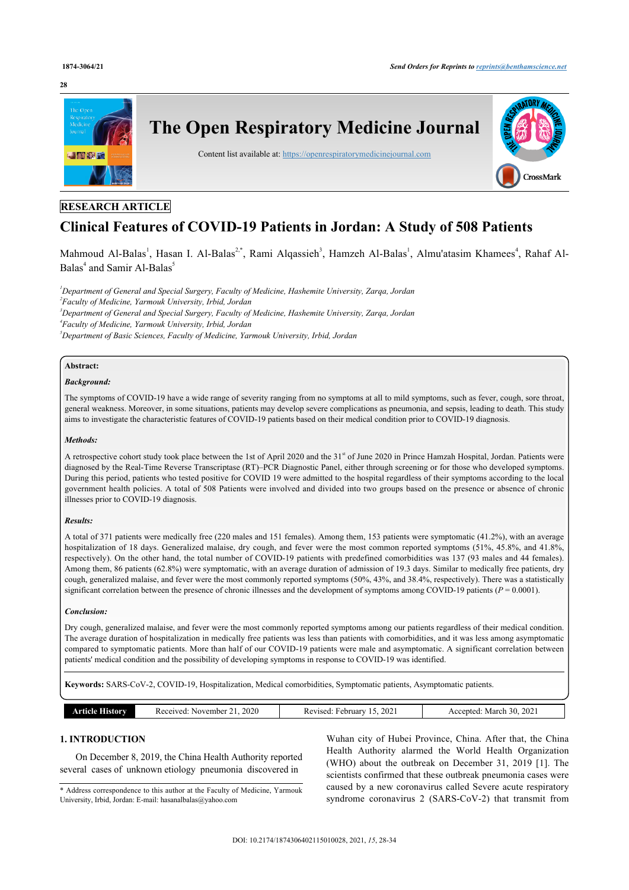RESEARCH ARTICLE

# Clinical Features of COVID-19 Patients in Jordan: A Study of 508 Patients

Mahmoud Al-Balas[1], Hasan I. Al-Balas[2,*], Rami Alqassieh[3], Hamzeh Al-Balas[1], Almu'atasim Khamees[4], Rahaf Al-Balas[4] and Samir Al-Balas[5]

*[1]Department of General and Special Surgery, Faculty of Medicine, Hashemite University, Zarqa, Jordan*
*[2]Faculty of Medicine, Yarmouk University, Irbid, Jordan*
*[3]Department of General and Special Surgery, Faculty of Medicine, Hashemite University, Zarqa, Jordan*
*[4]Faculty of Medicine, Yarmouk University, Irbid, Jordan*
*[5]Department of Basic Sciences, Faculty of Medicine, Yarmouk University, Irbid, Jordan*

**Abstract:**

***Background:***

The symptoms of COVID-19 have a wide range of severity ranging from no symptoms at all to mild symptoms, such as fever, cough, sore throat, general weakness. Moreover, in some situations, patients may develop severe complications as pneumonia, and sepsis, leading to death. This study aims to investigate the characteristic features of COVID-19 patients based on their medical condition prior to COVID-19 diagnosis.

***Methods:***

A retrospective cohort study took place between the 1st of April 2020 and the 31st of June 2020 in Prince Hamzah Hospital, Jordan. Patients were diagnosed by the Real-Time Reverse Transcriptase (RT)–PCR Diagnostic Panel, either through screening or for those who developed symptoms. During this period, patients who tested positive for COVID 19 were admitted to the hospital regardless of their symptoms according to the local government health policies. A total of 508 Patients were involved and divided into two groups based on the presence or absence of chronic illnesses prior to COVID-19 diagnosis.

***Results:***

A total of 371 patients were medically free (220 males and 151 females). Among them, 153 patients were symptomatic (41.2%), with an average hospitalization of 18 days. Generalized malaise, dry cough, and fever were the most common reported symptoms (51%, 45.8%, and 41.8%, respectively). On the other hand, the total number of COVID-19 patients with predefined comorbidities was 137 (93 males and 44 females). Among them, 86 patients (62.8%) were symptomatic, with an average duration of admission of 19.3 days. Similar to medically free patients, dry cough, generalized malaise, and fever were the most commonly reported symptoms (50%, 43%, and 38.4%, respectively). There was a statistically significant correlation between the presence of chronic illnesses and the development of symptoms among COVID-19 patients (*P* = 0.0001).

***Conclusion:***

Dry cough, generalized malaise, and fever were the most commonly reported symptoms among our patients regardless of their medical condition. The average duration of hospitalization in medically free patients was less than patients with comorbidities, and it was less among asymptomatic compared to symptomatic patients. More than half of our COVID-19 patients were male and asymptomatic. A significant correlation between patients' medical condition and the possibility of developing symptoms in response to COVID-19 was identified.

**Keywords:** SARS-CoV-2, COVID-19, Hospitalization, Medical comorbidities, Symptomatic patients, Asymptomatic patients.

| Article History | Received: November 21, 2020 | Revised: February 15, 2021 | Accepted: March 30, 2021 |
|---|---|---|---|

## 1. INTRODUCTION

On December 8, 2019, the China Health Authority reported several cases of unknown etiology pneumonia discovered in Wuhan city of Hubei Province, China. After that, the China Health Authority alarmed the World Health Organization (WHO) about the outbreak on December 31, 2019 [1]. The scientists confirmed that these outbreak pneumonia cases were caused by a new coronavirus called Severe acute respiratory syndrome coronavirus 2 (SARS-CoV-2) that transmit from

* Address correspondence to this author at the Faculty of Medicine, Yarmouk University, Irbid, Jordan: E-mail: hasanalbalas@yahoo.com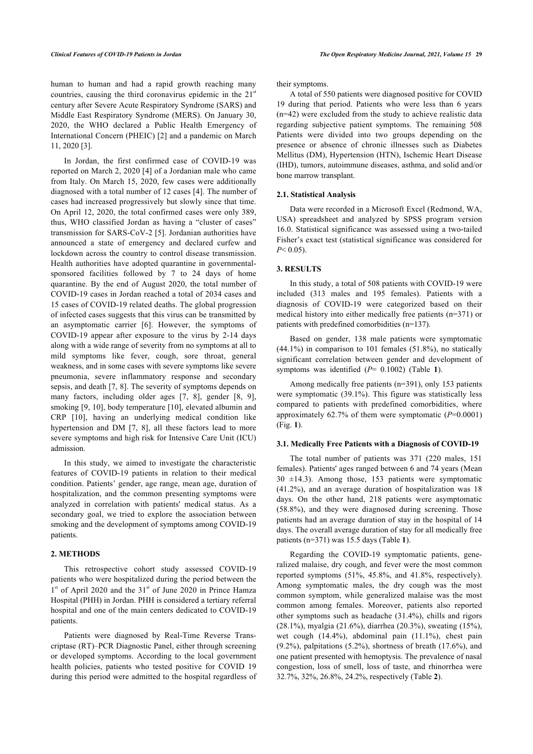human to human and had a rapid growth reaching many countries, causing the third coronavirus epidemic in the 21st century after Severe Acute Respiratory Syndrome (SARS) and Middle East Respiratory Syndrome (MERS). On January 30, 2020, the WHO declared a Public Health Emergency of International Concern (PHEIC) [2] and a pandemic on March 11, 2020 [3].

In Jordan, the first confirmed case of COVID-19 was reported on March 2, 2020 [4] of a Jordanian male who came from Italy. On March 15, 2020, few cases were additionally diagnosed with a total number of 12 cases [4]. The number of cases had increased progressively but slowly since that time. On April 12, 2020, the total confirmed cases were only 389, thus, WHO classified Jordan as having a "cluster of cases" transmission for SARS-CoV-2 [5]. Jordanian authorities have announced a state of emergency and declared curfew and lockdown across the country to control disease transmission. Health authorities have adopted quarantine in governmental-sponsored facilities followed by 7 to 24 days of home quarantine. By the end of August 2020, the total number of COVID-19 cases in Jordan reached a total of 2034 cases and 15 cases of COVID-19 related deaths. The global progression of infected cases suggests that this virus can be transmitted by an asymptomatic carrier [6]. However, the symptoms of COVID-19 appear after exposure to the virus by 2-14 days along with a wide range of severity from no symptoms at all to mild symptoms like fever, cough, sore throat, general weakness, and in some cases with severe symptoms like severe pneumonia, severe inflammatory response and secondary sepsis, and death [7, 8]. The severity of symptoms depends on many factors, including older ages [7, 8], gender [8, 9], smoking [9, 10], body temperature [10], elevated albumin and CRP [10], having an underlying medical condition like hypertension and DM [7, 8], all these factors lead to more severe symptoms and high risk for Intensive Care Unit (ICU) admission.

In this study, we aimed to investigate the characteristic features of COVID-19 patients in relation to their medical condition. Patients' gender, age range, mean age, duration of hospitalization, and the common presenting symptoms were analyzed in correlation with patients' medical status. As a secondary goal, we tried to explore the association between smoking and the development of symptoms among COVID-19 patients.

## 2. METHODS

This retrospective cohort study assessed COVID-19 patients who were hospitalized during the period between the 1st of April 2020 and the 31st of June 2020 in Prince Hamza Hospital (PHH) in Jordan. PHH is considered a tertiary referral hospital and one of the main centers dedicated to COVID-19 patients.

Patients were diagnosed by Real-Time Reverse Transcriptase (RT)–PCR Diagnostic Panel, either through screening or developed symptoms. According to the local government health policies, patients who tested positive for COVID 19 during this period were admitted to the hospital regardless of their symptoms.

A total of 550 patients were diagnosed positive for COVID 19 during that period. Patients who were less than 6 years (n=42) were excluded from the study to achieve realistic data regarding subjective patient symptoms. The remaining 508 Patients were divided into two groups depending on the presence or absence of chronic illnesses such as Diabetes Mellitus (DM), Hypertension (HTN), Ischemic Heart Disease (IHD), tumors, autoimmune diseases, asthma, and solid and/or bone marrow transplant.

### 2.1. Statistical Analysis

Data were recorded in a Microsoft Excel (Redmond, WA, USA) spreadsheet and analyzed by SPSS program version 16.0. Statistical significance was assessed using a two-tailed Fisher's exact test (statistical significance was considered for $P< 0.05$).

## 3. RESULTS

In this study, a total of 508 patients with COVID-19 were included (313 males and 195 females). Patients with a diagnosis of COVID-19 were categorized based on their medical history into either medically free patients (n=371) or patients with predefined comorbidities (n=137).

Based on gender, 138 male patients were symptomatic (44.1%) in comparison to 101 females (51.8%), no statically significant correlation between gender and development of symptoms was identified ($P$= 0.1002) (Table **1**).

Among medically free patients (n=391), only 153 patients were symptomatic (39.1%). This figure was statistically less compared to patients with predefined comorbidities, where approximately 62.7% of them were symptomatic ($P$=0.0001) (Fig. **1**).

### 3.1. Medically Free Patients with a Diagnosis of COVID-19

The total number of patients was 371 (220 males, 151 females). Patients' ages ranged between 6 and 74 years (Mean 30 ±14.3). Among those, 153 patients were symptomatic (41.2%), and an average duration of hospitalization was 18 days. On the other hand, 218 patients were asymptomatic (58.8%), and they were diagnosed during screening. Those patients had an average duration of stay in the hospital of 14 days. The overall average duration of stay for all medically free patients (n=371) was 15.5 days (Table **1**).

Regarding the COVID-19 symptomatic patients, generalized malaise, dry cough, and fever were the most common reported symptoms (51%, 45.8%, and 41.8%, respectively). Among symptomatic males, the dry cough was the most common symptom, while generalized malaise was the most common among females. Moreover, patients also reported other symptoms such as headache (31.4%), chills and rigors (28.1%), myalgia (21.6%), diarrhea (20.3%), sweating (15%), wet cough (14.4%), abdominal pain (11.1%), chest pain (9.2%), palpitations (5.2%), shortness of breath (17.6%), and one patient presented with hemoptysis. The prevalence of nasal congestion, loss of smell, loss of taste, and rhinorrhea were 32.7%, 32%, 26.8%, 24.2%, respectively (Table **2**).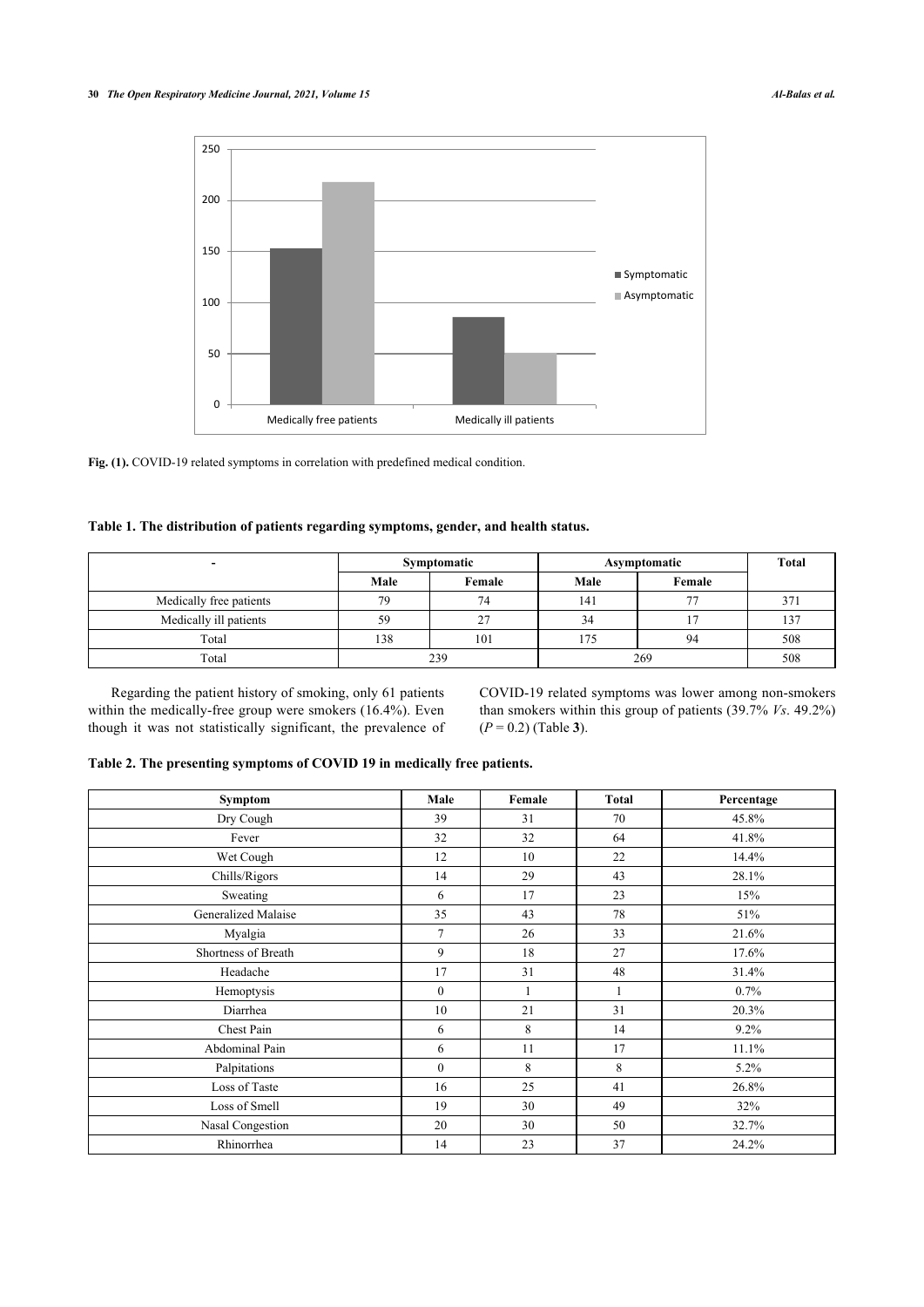Fig. (1). COVID-19 related symptoms in correlation with predefined medical condition.

**Table 1. The distribution of patients regarding symptoms, gender, and health status.**

| - | Symptomatic | | Asymptomatic | | Total |
|---|---|---|---|---|---|
| | Male | Female | Male | Female | |
| Medically free patients | 79 | 74 | 141 | 77 | 371 |
| Medically ill patients | 59 | 27 | 34 | 17 | 137 |
| Total | 138 | 101 | 175 | 94 | 508 |
| Total | 239 | | 269 | | 508 |

Regarding the patient history of smoking, only 61 patients within the medically-free group were smokers (16.4%). Even though it was not statistically significant, the prevalence of COVID-19 related symptoms was lower among non-smokers than smokers within this group of patients (39.7% *Vs*. 49.2%) ($P = 0.2$) (Table **3**).

**Table 2. The presenting symptoms of COVID 19 in medically free patients.**

| Symptom | Male | Female | Total | Percentage |
|---|---|---|---|---|
| Dry Cough | 39 | 31 | 70 | 45.8% |
| Fever | 32 | 32 | 64 | 41.8% |
| Wet Cough | 12 | 10 | 22 | 14.4% |
| Chills/Rigors | 14 | 29 | 43 | 28.1% |
| Sweating | 6 | 17 | 23 | 15% |
| Generalized Malaise | 35 | 43 | 78 | 51% |
| Myalgia | 7 | 26 | 33 | 21.6% |
| Shortness of Breath | 9 | 18 | 27 | 17.6% |
| Headache | 17 | 31 | 48 | 31.4% |
| Hemoptysis | 0 | 1 | 1 | 0.7% |
| Diarrhea | 10 | 21 | 31 | 20.3% |
| Chest Pain | 6 | 8 | 14 | 9.2% |
| Abdominal Pain | 6 | 11 | 17 | 11.1% |
| Palpitations | 0 | 8 | 8 | 5.2% |
| Loss of Taste | 16 | 25 | 41 | 26.8% |
| Loss of Smell | 19 | 30 | 49 | 32% |
| Nasal Congestion | 20 | 30 | 50 | 32.7% |
| Rhinorrhea | 14 | 23 | 37 | 24.2% |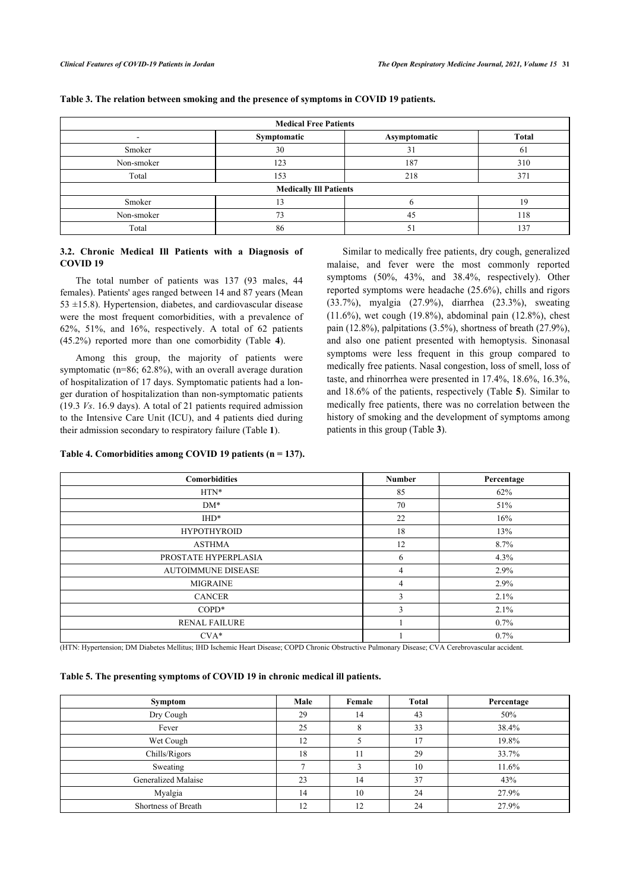**Table 3. The relation between smoking and the presence of symptoms in COVID 19 patients.**

| Medical Free Patients | | | |
|---|---|---|---|
| - | Symptomatic | Asymptomatic | Total |
| Smoker | 30 | 31 | 61 |
| Non-smoker | 123 | 187 | 310 |
| Total | 153 | 218 | 371 |
| **Medically Ill Patients** | | | |
| Smoker | 13 | 6 | 19 |
| Non-smoker | 73 | 45 | 118 |
| Total | 86 | 51 | 137 |

### 3.2. Chronic Medical Ill Patients with a Diagnosis of COVID 19

The total number of patients was 137 (93 males, 44 females). Patients' ages ranged between 14 and 87 years (Mean 53 ±15.8). Hypertension, diabetes, and cardiovascular disease were the most frequent comorbidities, with a prevalence of 62%, 51%, and 16%, respectively. A total of 62 patients (45.2%) reported more than one comorbidity (Table **4**).

Among this group, the majority of patients were symptomatic (n=86; 62.8%), with an overall average duration of hospitalization of 17 days. Symptomatic patients had a longer duration of hospitalization than non-symptomatic patients (19.3 *Vs*. 16.9 days). A total of 21 patients required admission to the Intensive Care Unit (ICU), and 4 patients died during their admission secondary to respiratory failure (Table **1**).

Similar to medically free patients, dry cough, generalized malaise, and fever were the most commonly reported symptoms (50%, 43%, and 38.4%, respectively). Other reported symptoms were headache (25.6%), chills and rigors (33.7%), myalgia (27.9%), diarrhea (23.3%), sweating (11.6%), wet cough (19.8%), abdominal pain (12.8%), chest pain (12.8%), palpitations (3.5%), shortness of breath (27.9%), and also one patient presented with hemoptysis. Sinonasal symptoms were less frequent in this group compared to medically free patients. Nasal congestion, loss of smell, loss of taste, and rhinorrhea were presented in 17.4%, 18.6%, 16.3%, and 18.6% of the patients, respectively (Table **5**). Similar to medically free patients, there was no correlation between the history of smoking and the development of symptoms among patients in this group (Table **3**).

**Table 4. Comorbidities among COVID 19 patients (n = 137).**

| Comorbidities | Number | Percentage |
|---|---|---|
| HTN* | 85 | 62% |
| DM* | 70 | 51% |
| IHD* | 22 | 16% |
| HYPOTHYROID | 18 | 13% |
| ASTHMA | 12 | 8.7% |
| PROSTATE HYPERPLASIA | 6 | 4.3% |
| AUTOIMMUNE DISEASE | 4 | 2.9% |
| MIGRAINE | 4 | 2.9% |
| CANCER | 3 | 2.1% |
| COPD* | 3 | 2.1% |
| RENAL FAILURE | 1 | 0.7% |
| CVA* | 1 | 0.7% |

(HTN: Hypertension; DM Diabetes Mellitus; IHD Ischemic Heart Disease; COPD Chronic Obstructive Pulmonary Disease; CVA Cerebrovascular accident.

**Table 5. The presenting symptoms of COVID 19 in chronic medical ill patients.**

| Symptom | Male | Female | Total | Percentage |
|---|---|---|---|---|
| Dry Cough | 29 | 14 | 43 | 50% |
| Fever | 25 | 8 | 33 | 38.4% |
| Wet Cough | 12 | 5 | 17 | 19.8% |
| Chills/Rigors | 18 | 11 | 29 | 33.7% |
| Sweating | 7 | 3 | 10 | 11.6% |
| Generalized Malaise | 23 | 14 | 37 | 43% |
| Myalgia | 14 | 10 | 24 | 27.9% |
| Shortness of Breath | 12 | 12 | 24 | 27.9% |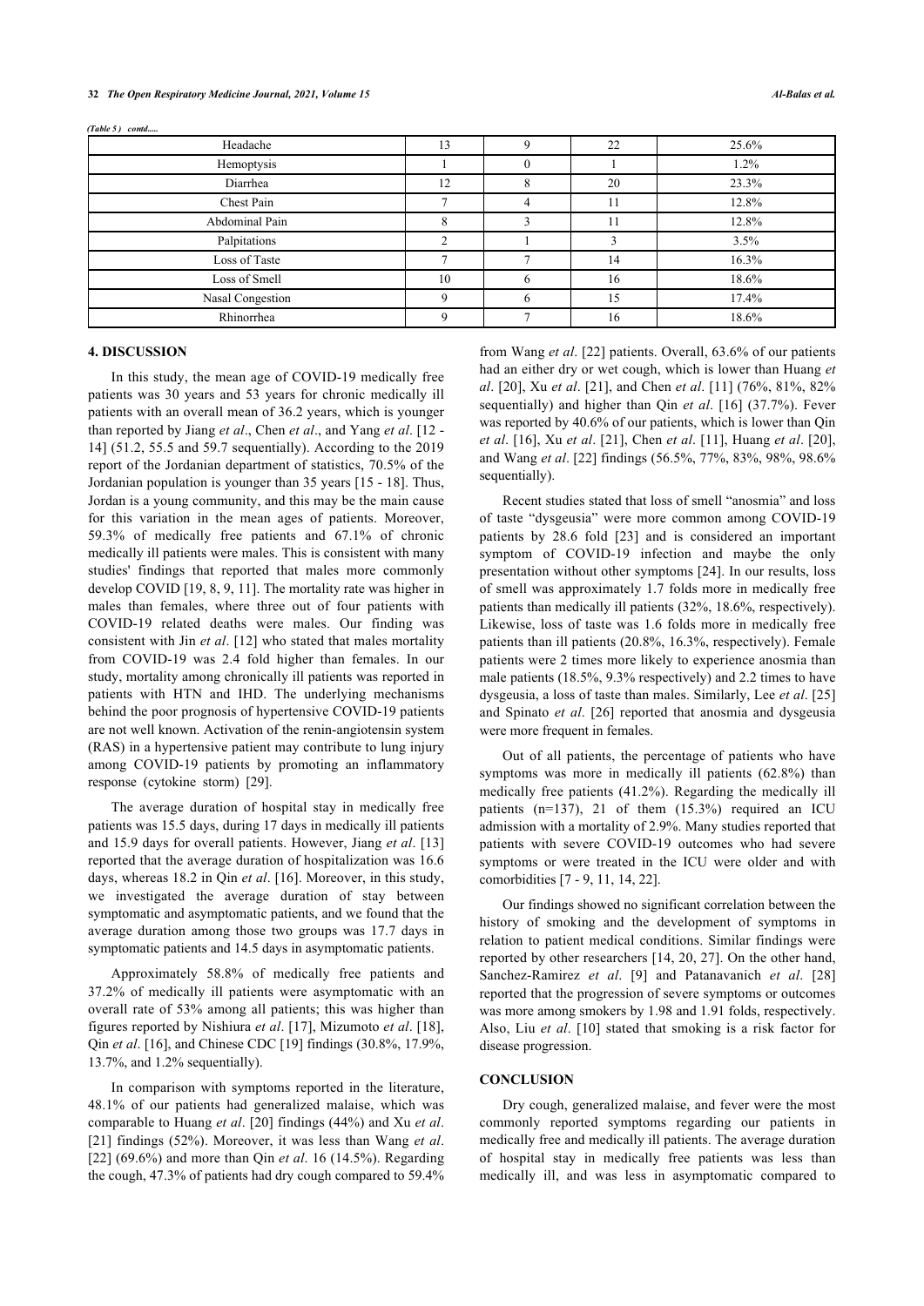*(Table 5 ) contd.....*

| | | | | |
|---|---|---|---|---|
| Headache | 13 | 9 | 22 | 25.6% |
| Hemoptysis | 1 | 0 | 1 | 1.2% |
| Diarrhea | 12 | 8 | 20 | 23.3% |
| Chest Pain | 7 | 4 | 11 | 12.8% |
| Abdominal Pain | 8 | 3 | 11 | 12.8% |
| Palpitations | 2 | 1 | 3 | 3.5% |
| Loss of Taste | 7 | 7 | 14 | 16.3% |
| Loss of Smell | 10 | 6 | 16 | 18.6% |
| Nasal Congestion | 9 | 6 | 15 | 17.4% |
| Rhinorrhea | 9 | 7 | 16 | 18.6% |

## 4. DISCUSSION

In this study, the mean age of COVID-19 medically free patients was 30 years and 53 years for chronic medically ill patients with an overall mean of 36.2 years, which is younger than reported by Jiang *et al*., Chen *et al*., and Yang *et al*. [12 - 14] (51.2, 55.5 and 59.7 sequentially). According to the 2019 report of the Jordanian department of statistics, 70.5% of the Jordanian population is younger than 35 years [15 - 18]. Thus, Jordan is a young community, and this may be the main cause for this variation in the mean ages of patients. Moreover, 59.3% of medically free patients and 67.1% of chronic medically ill patients were males. This is consistent with many studies' findings that reported that males more commonly develop COVID [19, 8, 9, 11]. The mortality rate was higher in males than females, where three out of four patients with COVID-19 related deaths were males. Our finding was consistent with Jin *et al*. [12] who stated that males mortality from COVID-19 was 2.4 fold higher than females. In our study, mortality among chronically ill patients was reported in patients with HTN and IHD. The underlying mechanisms behind the poor prognosis of hypertensive COVID-19 patients are not well known. Activation of the renin-angiotensin system (RAS) in a hypertensive patient may contribute to lung injury among COVID-19 patients by promoting an inflammatory response (cytokine storm) [29].

The average duration of hospital stay in medically free patients was 15.5 days, during 17 days in medically ill patients and 15.9 days for overall patients. However, Jiang *et al*. [13] reported that the average duration of hospitalization was 16.6 days, whereas 18.2 in Qin *et al*. [16]. Moreover, in this study, we investigated the average duration of stay between symptomatic and asymptomatic patients, and we found that the average duration among those two groups was 17.7 days in symptomatic patients and 14.5 days in asymptomatic patients.

Approximately 58.8% of medically free patients and 37.2% of medically ill patients were asymptomatic with an overall rate of 53% among all patients; this was higher than figures reported by Nishiura *et al*. [17], Mizumoto *et al*. [18], Qin *et al*. [16], and Chinese CDC [19] findings (30.8%, 17.9%, 13.7%, and 1.2% sequentially).

In comparison with symptoms reported in the literature, 48.1% of our patients had generalized malaise, which was comparable to Huang *et al*. [20] findings (44%) and Xu *et al*. [21] findings (52%). Moreover, it was less than Wang *et al*. [22] (69.6%) and more than Qin *et al*. 16 (14.5%). Regarding the cough, 47.3% of patients had dry cough compared to 59.4% from Wang *et al*. [22] patients. Overall, 63.6% of our patients had an either dry or wet cough, which is lower than Huang *et al*. [20], Xu *et al*. [21], and Chen *et al*. [11] (76%, 81%, 82% sequentially) and higher than Qin *et al*. [16] (37.7%). Fever was reported by 40.6% of our patients, which is lower than Qin *et al*. [16], Xu *et al*. [21], Chen *et al*. [11], Huang *et al*. [20], and Wang *et al*. [22] findings (56.5%, 77%, 83%, 98%, 98.6% sequentially).

Recent studies stated that loss of smell "anosmia" and loss of taste "dysgeusia" were more common among COVID-19 patients by 28.6 fold [23] and is considered an important symptom of COVID-19 infection and maybe the only presentation without other symptoms [24]. In our results, loss of smell was approximately 1.7 folds more in medically free patients than medically ill patients (32%, 18.6%, respectively). Likewise, loss of taste was 1.6 folds more in medically free patients than ill patients (20.8%, 16.3%, respectively). Female patients were 2 times more likely to experience anosmia than male patients (18.5%, 9.3% respectively) and 2.2 times to have dysgeusia, a loss of taste than males. Similarly, Lee *et al*. [25] and Spinato *et al*. [26] reported that anosmia and dysgeusia were more frequent in females.

Out of all patients, the percentage of patients who have symptoms was more in medically ill patients (62.8%) than medically free patients (41.2%). Regarding the medically ill patients (n=137), 21 of them (15.3%) required an ICU admission with a mortality of 2.9%. Many studies reported that patients with severe COVID-19 outcomes who had severe symptoms or were treated in the ICU were older and with comorbidities [7 - 9, 11, 14, 22].

Our findings showed no significant correlation between the history of smoking and the development of symptoms in relation to patient medical conditions. Similar findings were reported by other researchers [14, 20, 27]. On the other hand, Sanchez-Ramirez *et al*. [9] and Patanavanich *et al*. [28] reported that the progression of severe symptoms or outcomes was more among smokers by 1.98 and 1.91 folds, respectively. Also, Liu *et al*. [10] stated that smoking is a risk factor for disease progression.

## CONCLUSION

Dry cough, generalized malaise, and fever were the most commonly reported symptoms regarding our patients in medically free and medically ill patients. The average duration of hospital stay in medically free patients was less than medically ill, and was less in asymptomatic compared to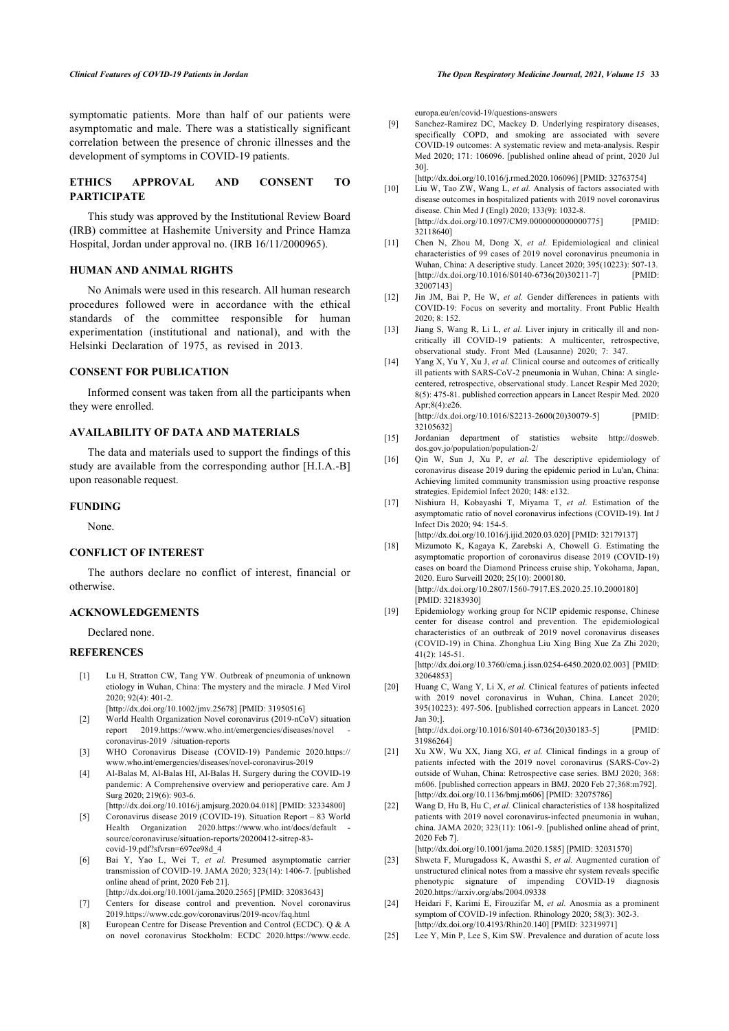symptomatic patients. More than half of our patients were asymptomatic and male. There was a statistically significant correlation between the presence of chronic illnesses and the development of symptoms in COVID-19 patients.

## ETHICS APPROVAL AND CONSENT TO PARTICIPATE

This study was approved by the Institutional Review Board (IRB) committee at Hashemite University and Prince Hamza Hospital, Jordan under approval no. (IRB 16/11/2000965).

## HUMAN AND ANIMAL RIGHTS

No Animals were used in this research. All human research procedures followed were in accordance with the ethical standards of the committee responsible for human experimentation (institutional and national), and with the Helsinki Declaration of 1975, as revised in 2013.

## CONSENT FOR PUBLICATION

Informed consent was taken from all the participants when they were enrolled.

## AVAILABILITY OF DATA AND MATERIALS

The data and materials used to support the findings of this study are available from the corresponding author [H.I.A.-B] upon reasonable request.

## FUNDING

None.

## CONFLICT OF INTEREST

The authors declare no conflict of interest, financial or otherwise.

## ACKNOWLEDGEMENTS

Declared none.

## REFERENCES

[1] Lu H, Stratton CW, Tang YW. Outbreak of pneumonia of unknown etiology in Wuhan, China: The mystery and the miracle. J Med Virol 2020; 92(4): 401-2. [http://dx.doi.org/10.1002/jmv.25678] [PMID: 31950516]

[2] World Health Organization Novel coronavirus (2019-nCoV) situation report 2019.https://www.who.int/emergencies/diseases/novel - coronavirus-2019 /situation-reports

[3] WHO Coronavirus Disease (COVID-19) Pandemic 2020.https:// www.who.int/emergencies/diseases/novel-coronavirus-2019

[4] Al-Balas M, Al-Balas HI, Al-Balas H. Surgery during the COVID-19 pandemic: A Comprehensive overview and perioperative care. Am J Surg 2020; 219(6): 903-6. [http://dx.doi.org/10.1016/j.amjsurg.2020.04.018] [PMID: 32334800]

[5] Coronavirus disease 2019 (COVID-19). Situation Report – 83 World Health Organization 2020.https://www.who.int/docs/default - source/coronaviruse/situation-reports/20200412-sitrep-83-covid-19.pdf?sfvrsn=697ce98d_4

[6] Bai Y, Yao L, Wei T, *et al.* Presumed asymptomatic carrier transmission of COVID-19. JAMA 2020; 323(14): 1406-7. [published online ahead of print, 2020 Feb 21]. [http://dx.doi.org/10.1001/jama.2020.2565] [PMID: 32083643]

[7] Centers for disease control and prevention. Novel coronavirus 2019.https://www.cdc.gov/coronavirus/2019-ncov/faq.html

[8] European Centre for Disease Prevention and Control (ECDC). Q & A on novel coronavirus Stockholm: ECDC 2020.https://www.ecdc.europa.eu/en/covid-19/questions-answers

[9] Sanchez-Ramirez DC, Mackey D. Underlying respiratory diseases, specifically COPD, and smoking are associated with severe COVID-19 outcomes: A systematic review and meta-analysis. Respir Med 2020; 171: 106096. [published online ahead of print, 2020 Jul 30]. [http://dx.doi.org/10.1016/j.rmed.2020.106096] [PMID: 32763754]

[10] Liu W, Tao ZW, Wang L, *et al.* Analysis of factors associated with disease outcomes in hospitalized patients with 2019 novel coronavirus disease. Chin Med J (Engl) 2020; 133(9): 1032-8. [http://dx.doi.org/10.1097/CM9.0000000000000775] [PMID: 32118640]

[11] Chen N, Zhou M, Dong X, *et al.* Epidemiological and clinical characteristics of 99 cases of 2019 novel coronavirus pneumonia in Wuhan, China: A descriptive study. Lancet 2020; 395(10223): 507-13. [http://dx.doi.org/10.1016/S0140-6736(20)30211-7] [PMID: 32007143]

[12] Jin JM, Bai P, He W, *et al.* Gender differences in patients with COVID-19: Focus on severity and mortality. Front Public Health 2020; 8: 152.

[13] Jiang S, Wang R, Li L, *et al.* Liver injury in critically ill and non-critically ill COVID-19 patients: A multicenter, retrospective, observational study. Front Med (Lausanne) 2020; 7: 347.

[14] Yang X, Yu Y, Xu J, *et al.* Clinical course and outcomes of critically ill patients with SARS-CoV-2 pneumonia in Wuhan, China: A single-centered, retrospective, observational study. Lancet Respir Med 2020; 8(5): 475-81. published correction appears in Lancet Respir Med. 2020 Apr;8(4):e26. [http://dx.doi.org/10.1016/S2213-2600(20)30079-5] [PMID: 32105632]

[15] Jordanian department of statistics website http://dosweb.dos.gov.jo/population/population-2/

[16] Qin W, Sun J, Xu P, *et al.* The descriptive epidemiology of coronavirus disease 2019 during the epidemic period in Lu'an, China: Achieving limited community transmission using proactive response strategies. Epidemiol Infect 2020; 148: e132.

[17] Nishiura H, Kobayashi T, Miyama T, *et al.* Estimation of the asymptomatic ratio of novel coronavirus infections (COVID-19). Int J Infect Dis 2020; 94: 154-5. [http://dx.doi.org/10.1016/j.ijid.2020.03.020] [PMID: 32179137]

[18] Mizumoto K, Kagaya K, Zarebski A, Chowell G. Estimating the asymptomatic proportion of coronavirus disease 2019 (COVID-19) cases on board the Diamond Princess cruise ship, Yokohama, Japan, 2020. Euro Surveill 2020; 25(10): 2000180. [http://dx.doi.org/10.2807/1560-7917.ES.2020.25.10.2000180] [PMID: 32183930]

[19] Epidemiology working group for NCIP epidemic response, Chinese center for disease control and prevention. The epidemiological characteristics of an outbreak of 2019 novel coronavirus diseases (COVID-19) in China. Zhonghua Liu Xing Bing Xue Za Zhi 2020; 41(2): 145-51. [http://dx.doi.org/10.3760/cma.j.issn.0254-6450.2020.02.003] [PMID: 32064853]

[20] Huang C, Wang Y, Li X, *et al.* Clinical features of patients infected with 2019 novel coronavirus in Wuhan, China. Lancet 2020; 395(10223): 497-506. [published correction appears in Lancet. 2020 Jan 30;]. [http://dx.doi.org/10.1016/S0140-6736(20)30183-5] [PMID: 31986264]

[21] Xu XW, Wu XX, Jiang XG, *et al.* Clinical findings in a group of patients infected with the 2019 novel coronavirus (SARS-Cov-2) outside of Wuhan, China: Retrospective case series. BMJ 2020; 368: m606. [published correction appears in BMJ. 2020 Feb 27;368:m792]. [http://dx.doi.org/10.1136/bmj.m606] [PMID: 32075786]

[22] Wang D, Hu B, Hu C, *et al.* Clinical characteristics of 138 hospitalized patients with 2019 novel coronavirus-infected pneumonia in wuhan, china. JAMA 2020; 323(11): 1061-9. [published online ahead of print, 2020 Feb 7]. [http://dx.doi.org/10.1001/jama.2020.1585] [PMID: 32031570]

[23] Shweta F, Murugadoss K, Awasthi S, *et al.* Augmented curation of unstructured clinical notes from a massive ehr system reveals specific phenotypic signature of impending COVID-19 diagnosis 2020.https://arxiv.org/abs/2004.09338

[24] Heidari F, Karimi E, Firouzifar M, *et al.* Anosmia as a prominent symptom of COVID-19 infection. Rhinology 2020; 58(3): 302-3. [http://dx.doi.org/10.4193/Rhin20.140] [PMID: 32319971]

[25] Lee Y, Min P, Lee S, Kim SW. Prevalence and duration of acute loss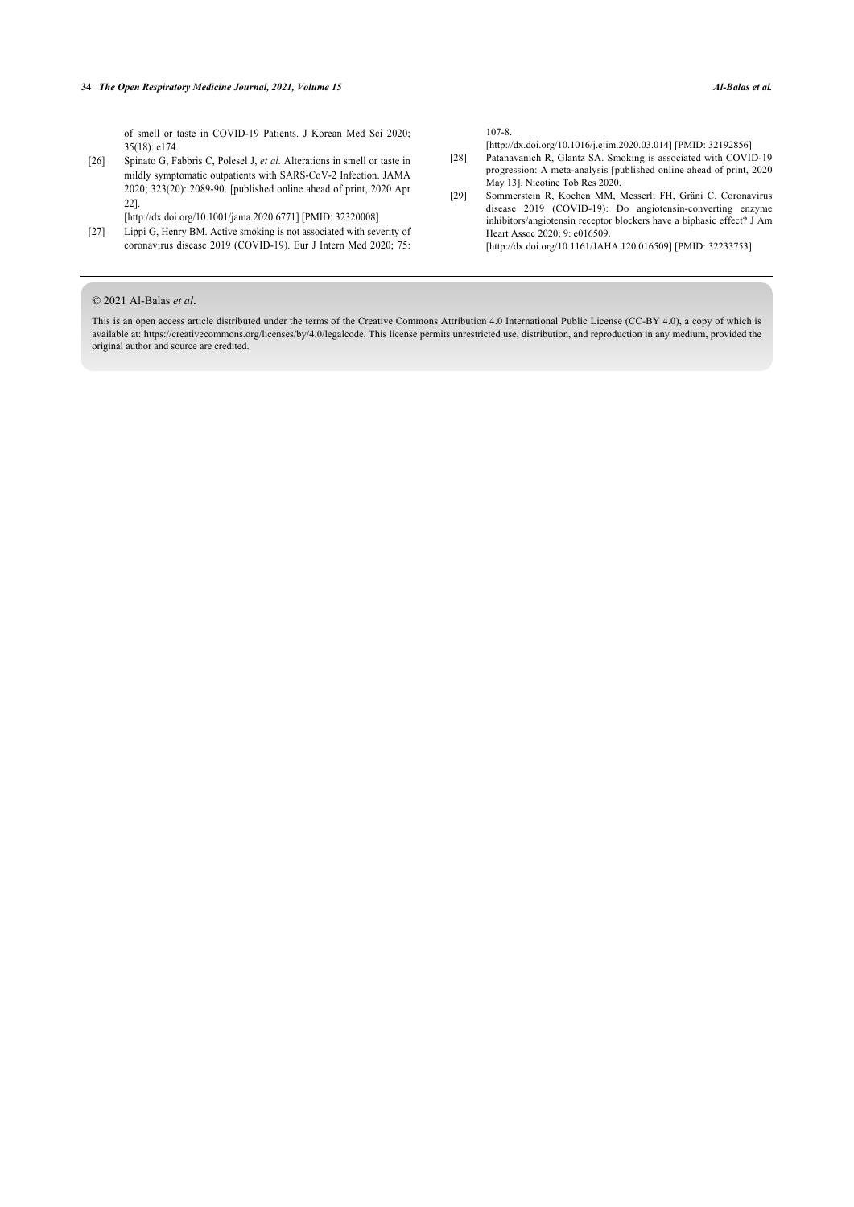of smell or taste in COVID-19 Patients. J Korean Med Sci 2020; 35(18): e174.

[26] Spinato G, Fabbris C, Polesel J, *et al.* Alterations in smell or taste in mildly symptomatic outpatients with SARS-CoV-2 Infection. JAMA 2020; 323(20): 2089-90. [published online ahead of print, 2020 Apr 22].
[http://dx.doi.org/10.1001/jama.2020.6771] [PMID: 32320008]

[27] Lippi G, Henry BM. Active smoking is not associated with severity of coronavirus disease 2019 (COVID-19). Eur J Intern Med 2020; 75: 107-8.
[http://dx.doi.org/10.1016/j.ejim.2020.03.014] [PMID: 32192856]

[28] Patanavanich R, Glantz SA. Smoking is associated with COVID-19 progression: A meta-analysis [published online ahead of print, 2020 May 13]. Nicotine Tob Res 2020.

[29] Sommerstein R, Kochen MM, Messerli FH, Gräni C. Coronavirus disease 2019 (COVID-19): Do angiotensin-converting enzyme inhibitors/angiotensin receptor blockers have a biphasic effect? J Am Heart Assoc 2020; 9: e016509.
[http://dx.doi.org/10.1161/JAHA.120.016509] [PMID: 32233753]

© 2021 Al-Balas *et al*.

This is an open access article distributed under the terms of the Creative Commons Attribution 4.0 International Public License (CC-BY 4.0), a copy of which is available at: https://creativecommons.org/licenses/by/4.0/legalcode. This license permits unrestricted use, distribution, and reproduction in any medium, provided the original author and source are credited.